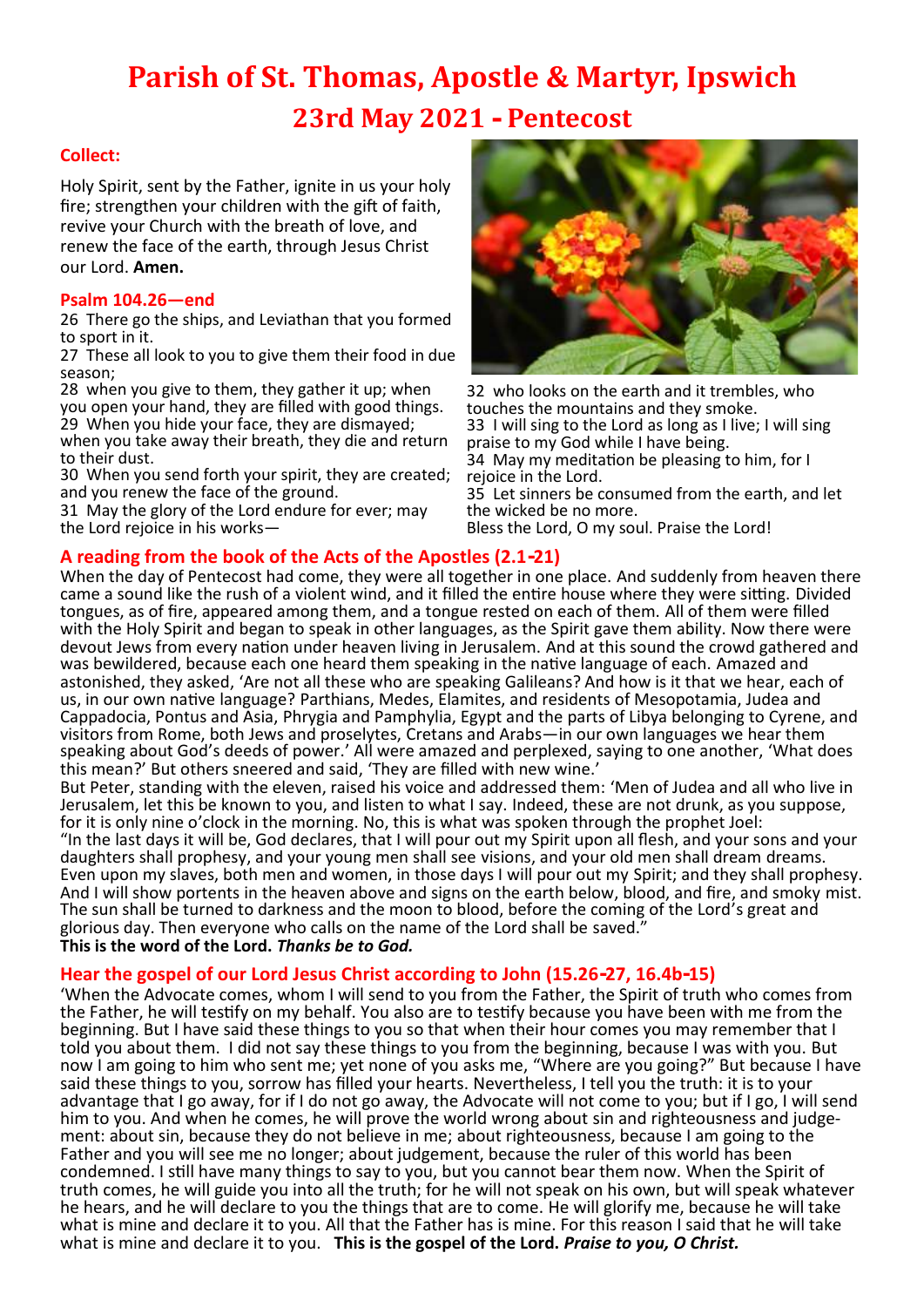# Parish of St. Thomas, Apostle & Martyr, Ipswich

## 23rd May 2021 - Pentecost

### Collect:

Holy Spirit, sent by the Father, ignite in us your holy fire; strengthen your children with the gift of faith, revive your Church with the breath of love, and renew the face of the earth, through Jesus Christ our Lord. **Amen.**

### Psalm 104.26—end

26 There go the ships, and Leviathan that you formed to sport in it.
27 These all look to you to give them their food in due season;
28 when you give to them, they gather it up; when you open your hand, they are filled with good things.
29 When you hide your face, they are dismayed; when you take away their breath, they die and return to their dust.
30 When you send forth your spirit, they are created; and you renew the face of the ground.
31 May the glory of the Lord endure for ever; may the Lord rejoice in his works—
32 who looks on the earth and it trembles, who touches the mountains and they smoke.
33 I will sing to the Lord as long as I live; I will sing praise to my God while I have being.
34 May my meditation be pleasing to him, for I rejoice in the Lord.
35 Let sinners be consumed from the earth, and let the wicked be no more.
Bless the Lord, O my soul. Praise the Lord!

### A reading from the book of the Acts of the Apostles (2.1-21)

When the day of Pentecost had come, they were all together in one place. And suddenly from heaven there came a sound like the rush of a violent wind, and it filled the entire house where they were sitting. Divided tongues, as of fire, appeared among them, and a tongue rested on each of them. All of them were filled with the Holy Spirit and began to speak in other languages, as the Spirit gave them ability. Now there were devout Jews from every nation under heaven living in Jerusalem. And at this sound the crowd gathered and was bewildered, because each one heard them speaking in the native language of each. Amazed and astonished, they asked, 'Are not all these who are speaking Galileans? And how is it that we hear, each of us, in our own native language? Parthians, Medes, Elamites, and residents of Mesopotamia, Judea and Cappadocia, Pontus and Asia, Phrygia and Pamphylia, Egypt and the parts of Libya belonging to Cyrene, and visitors from Rome, both Jews and proselytes, Cretans and Arabs—in our own languages we hear them speaking about God's deeds of power.' All were amazed and perplexed, saying to one another, 'What does this mean?' But others sneered and said, 'They are filled with new wine.'
But Peter, standing with the eleven, raised his voice and addressed them: 'Men of Judea and all who live in Jerusalem, let this be known to you, and listen to what I say. Indeed, these are not drunk, as you suppose, for it is only nine o'clock in the morning. No, this is what was spoken through the prophet Joel:
"In the last days it will be, God declares, that I will pour out my Spirit upon all flesh, and your sons and your daughters shall prophesy, and your young men shall see visions, and your old men shall dream dreams. Even upon my slaves, both men and women, in those days I will pour out my Spirit; and they shall prophesy. And I will show portents in the heaven above and signs on the earth below, blood, and fire, and smoky mist. The sun shall be turned to darkness and the moon to blood, before the coming of the Lord's great and glorious day. Then everyone who calls on the name of the Lord shall be saved."
**This is the word of the Lord. *Thanks be to God.***

### Hear the gospel of our Lord Jesus Christ according to John (15.26-27, 16.4b-15)

'When the Advocate comes, whom I will send to you from the Father, the Spirit of truth who comes from the Father, he will testify on my behalf. You also are to testify because you have been with me from the beginning. But I have said these things to you so that when their hour comes you may remember that I told you about them. I did not say these things to you from the beginning, because I was with you. But now I am going to him who sent me; yet none of you asks me, "Where are you going?" But because I have said these things to you, sorrow has filled your hearts. Nevertheless, I tell you the truth: it is to your advantage that I go away, for if I do not go away, the Advocate will not come to you; but if I go, I will send him to you. And when he comes, he will prove the world wrong about sin and righteousness and judgement: about sin, because they do not believe in me; about righteousness, because I am going to the Father and you will see me no longer; about judgement, because the ruler of this world has been condemned. I still have many things to say to you, but you cannot bear them now. When the Spirit of truth comes, he will guide you into all the truth; for he will not speak on his own, but will speak whatever he hears, and he will declare to you the things that are to come. He will glorify me, because he will take what is mine and declare it to you. All that the Father has is mine. For this reason I said that he will take what is mine and declare it to you. **This is the gospel of the Lord. *Praise to you, O Christ.***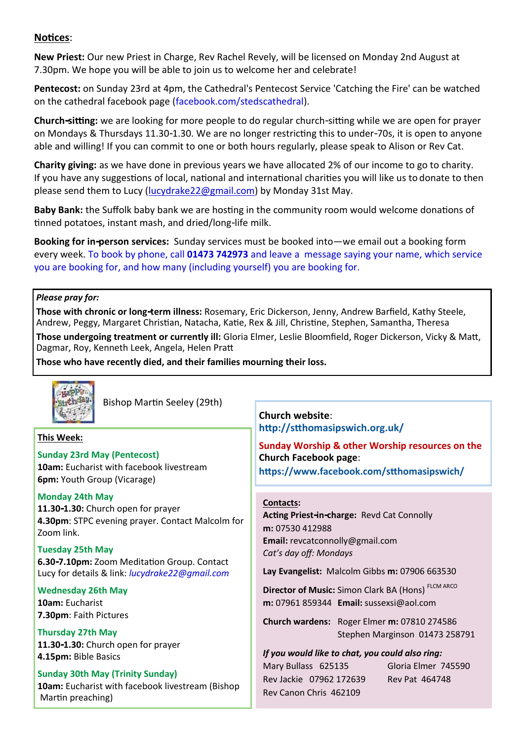## Notices:

**New Priest:** Our new Priest in Charge, Rev Rachel Revely, will be licensed on Monday 2nd August at 7.30pm. We hope you will be able to join us to welcome her and celebrate!

**Pentecost:** on Sunday 23rd at 4pm, the Cathedral's Pentecost Service 'Catching the Fire' can be watched on the cathedral facebook page (facebook.com/stedscathedral).

**Church-sitting:** we are looking for more people to do regular church-sitting while we are open for prayer on Mondays & Thursdays 11.30-1.30. We are no longer restricting this to under-70s, it is open to anyone able and willing! If you can commit to one or both hours regularly, please speak to Alison or Rev Cat.

**Charity giving:** as we have done in previous years we have allocated 2% of our income to go to charity. If you have any suggestions of local, national and international charities you will like us to donate to then please send them to Lucy (lucydrake22@gmail.com) by Monday 31st May.

**Baby Bank:** the Suffolk baby bank we are hosting in the community room would welcome donations of tinned potatoes, instant mash, and dried/long-life milk.

**Booking for in-person services:** Sunday services must be booked into—we email out a booking form every week. To book by phone, call **01473 742973** and leave a message saying your name, which service you are booking for, and how many (including yourself) you are booking for.

*Please pray for:*

**Those with chronic or long-term illness:** Rosemary, Eric Dickerson, Jenny, Andrew Barfield, Kathy Steele, Andrew, Peggy, Margaret Christian, Natacha, Katie, Rex & Jill, Christine, Stephen, Samantha, Theresa

**Those undergoing treatment or currently ill:** Gloria Elmer, Leslie Bloomfield, Roger Dickerson, Vicky & Matt, Dagmar, Roy, Kenneth Leek, Angela, Helen Pratt

**Those who have recently died, and their families mourning their loss.**

Bishop Martin Seeley (29th)

### This Week:

**Sunday 23rd May (Pentecost)**
**10am:** Eucharist with facebook livestream
**6pm:** Youth Group (Vicarage)

**Monday 24th May**
**11.30-1.30:** Church open for prayer
**4.30pm**: STPC evening prayer. Contact Malcolm for Zoom link.

**Tuesday 25th May**
**6.30-7.10pm:** Zoom Meditation Group. Contact Lucy for details & link: *lucydrake22@gmail.com*

**Wednesday 26th May**
**10am:** Eucharist
**7.30pm**: Faith Pictures

**Thursday 27th May**
**11.30-1.30:** Church open for prayer
**4.15pm:** Bible Basics

**Sunday 30th May (Trinity Sunday)**
**10am:** Eucharist with facebook livestream (Bishop Martin preaching)

**Church website**:
**http://stthomasipswich.org.uk/**

**Sunday Worship & other Worship resources on the Church Facebook page**:
**https://www.facebook.com/stthomasipswich/**

**Contacts:**

**Acting Priest-in-charge:** Revd Cat Connolly
**m:** 07530 412988
**Email:** revcatconnolly@gmail.com
*Cat's day off: Mondays*

**Lay Evangelist:** Malcolm Gibbs **m:** 07906 663530

**Director of Music:** Simon Clark BA (Hons) FLCM ARCO
**m:** 07961 859344 **Email:** sussexsi@aol.com

**Church wardens:** Roger Elmer **m:** 07810 274586
Stephen Marginson 01473 258791

*If you would like to chat, you could also ring:*

Mary Bullass 625135
Gloria Elmer 745590
Rev Jackie 07962 172639
Rev Pat 464748
Rev Canon Chris 462109